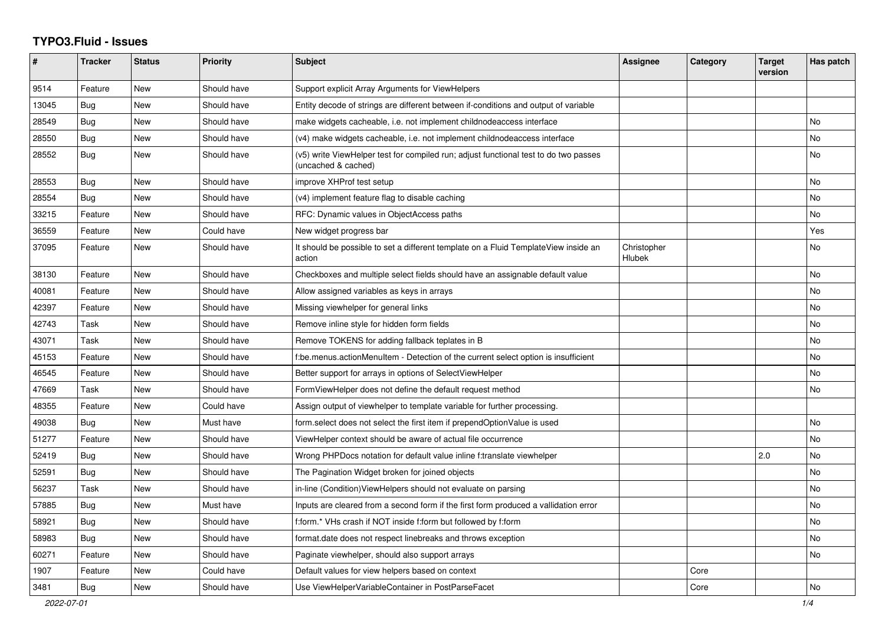# TYPO3.Fluid - Issues

| # | Tracker | Status | Priority | Subject | Assignee | Category | Target version | Has patch |
|---|---|---|---|---|---|---|---|---|
| 9514 | Feature | New | Should have | Support explicit Array Arguments for ViewHelpers | | | | |
| 13045 | Bug | New | Should have | Entity decode of strings are different between if-conditions and output of variable | | | | |
| 28549 | Bug | New | Should have | make widgets cacheable, i.e. not implement childnodeaccess interface | | | | No |
| 28550 | Bug | New | Should have | (v4) make widgets cacheable, i.e. not implement childnodeaccess interface | | | | No |
| 28552 | Bug | New | Should have | (v5) write ViewHelper test for compiled run; adjust functional test to do two passes (uncached & cached) | | | | No |
| 28553 | Bug | New | Should have | improve XHProf test setup | | | | No |
| 28554 | Bug | New | Should have | (v4) implement feature flag to disable caching | | | | No |
| 33215 | Feature | New | Should have | RFC: Dynamic values in ObjectAccess paths | | | | No |
| 36559 | Feature | New | Could have | New widget progress bar | | | | Yes |
| 37095 | Feature | New | Should have | It should be possible to set a different template on a Fluid TemplateView inside an action | Christopher Hlubek | | | No |
| 38130 | Feature | New | Should have | Checkboxes and multiple select fields should have an assignable default value | | | | No |
| 40081 | Feature | New | Should have | Allow assigned variables as keys in arrays | | | | No |
| 42397 | Feature | New | Should have | Missing viewhelper for general links | | | | No |
| 42743 | Task | New | Should have | Remove inline style for hidden form fields | | | | No |
| 43071 | Task | New | Should have | Remove TOKENS for adding fallback teplates in B | | | | No |
| 45153 | Feature | New | Should have | f:be.menus.actionMenuItem - Detection of the current select option is insufficient | | | | No |
| 46545 | Feature | New | Should have | Better support for arrays in options of SelectViewHelper | | | | No |
| 47669 | Task | New | Should have | FormViewHelper does not define the default request method | | | | No |
| 48355 | Feature | New | Could have | Assign output of viewhelper to template variable for further processing. | | | | |
| 49038 | Bug | New | Must have | form.select does not select the first item if prependOptionValue is used | | | | No |
| 51277 | Feature | New | Should have | ViewHelper context should be aware of actual file occurrence | | | | No |
| 52419 | Bug | New | Should have | Wrong PHPDocs notation for default value inline f:translate viewhelper | | | 2.0 | No |
| 52591 | Bug | New | Should have | The Pagination Widget broken for joined objects | | | | No |
| 56237 | Task | New | Should have | in-line (Condition)ViewHelpers should not evaluate on parsing | | | | No |
| 57885 | Bug | New | Must have | Inputs are cleared from a second form if the first form produced a vallidation error | | | | No |
| 58921 | Bug | New | Should have | f:form.* VHs crash if NOT inside f:form but followed by f:form | | | | No |
| 58983 | Bug | New | Should have | format.date does not respect linebreaks and throws exception | | | | No |
| 60271 | Feature | New | Should have | Paginate viewhelper, should also support arrays | | | | No |
| 1907 | Feature | New | Could have | Default values for view helpers based on context | | Core | | |
| 3481 | Bug | New | Should have | Use ViewHelperVariableContainer in PostParseFacet | | Core | | No |

2022-07-01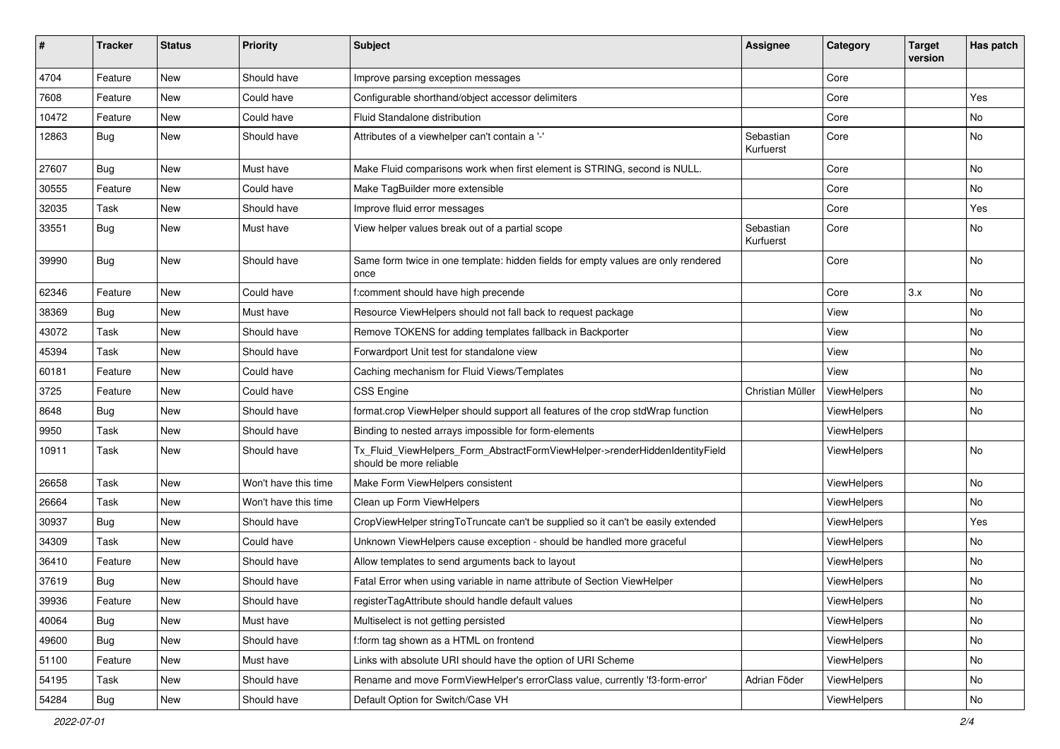| # | Tracker | Status | Priority | Subject | Assignee | Category | Target version | Has patch |
|---|---|---|---|---|---|---|---|---|
| 4704 | Feature | New | Should have | Improve parsing exception messages | | Core | | |
| 7608 | Feature | New | Could have | Configurable shorthand/object accessor delimiters | | Core | | Yes |
| 10472 | Feature | New | Could have | Fluid Standalone distribution | | Core | | No |
| 12863 | Bug | New | Should have | Attributes of a viewhelper can't contain a '-' | Sebastian Kurfuerst | Core | | No |
| 27607 | Bug | New | Must have | Make Fluid comparisons work when first element is STRING, second is NULL. | | Core | | No |
| 30555 | Feature | New | Could have | Make TagBuilder more extensible | | Core | | No |
| 32035 | Task | New | Should have | Improve fluid error messages | | Core | | Yes |
| 33551 | Bug | New | Must have | View helper values break out of a partial scope | Sebastian Kurfuerst | Core | | No |
| 39990 | Bug | New | Should have | Same form twice in one template: hidden fields for empty values are only rendered once | | Core | | No |
| 62346 | Feature | New | Could have | f:comment should have high precende | | Core | 3.x | No |
| 38369 | Bug | New | Must have | Resource ViewHelpers should not fall back to request package | | View | | No |
| 43072 | Task | New | Should have | Remove TOKENS for adding templates fallback in Backporter | | View | | No |
| 45394 | Task | New | Should have | Forwardport Unit test for standalone view | | View | | No |
| 60181 | Feature | New | Could have | Caching mechanism for Fluid Views/Templates | | View | | No |
| 3725 | Feature | New | Could have | CSS Engine | Christian Müller | ViewHelpers | | No |
| 8648 | Bug | New | Should have | format.crop ViewHelper should support all features of the crop stdWrap function | | ViewHelpers | | No |
| 9950 | Task | New | Should have | Binding to nested arrays impossible for form-elements | | ViewHelpers | | |
| 10911 | Task | New | Should have | Tx_Fluid_ViewHelpers_Form_AbstractFormViewHelper->renderHiddenIdentityField should be more reliable | | ViewHelpers | | No |
| 26658 | Task | New | Won't have this time | Make Form ViewHelpers consistent | | ViewHelpers | | No |
| 26664 | Task | New | Won't have this time | Clean up Form ViewHelpers | | ViewHelpers | | No |
| 30937 | Bug | New | Should have | CropViewHelper stringToTruncate can't be supplied so it can't be easily extended | | ViewHelpers | | Yes |
| 34309 | Task | New | Could have | Unknown ViewHelpers cause exception - should be handled more graceful | | ViewHelpers | | No |
| 36410 | Feature | New | Should have | Allow templates to send arguments back to layout | | ViewHelpers | | No |
| 37619 | Bug | New | Should have | Fatal Error when using variable in name attribute of Section ViewHelper | | ViewHelpers | | No |
| 39936 | Feature | New | Should have | registerTagAttribute should handle default values | | ViewHelpers | | No |
| 40064 | Bug | New | Must have | Multiselect is not getting persisted | | ViewHelpers | | No |
| 49600 | Bug | New | Should have | f:form tag shown as a HTML on frontend | | ViewHelpers | | No |
| 51100 | Feature | New | Must have | Links with absolute URI should have the option of URI Scheme | | ViewHelpers | | No |
| 54195 | Task | New | Should have | Rename and move FormViewHelper's errorClass value, currently 'f3-form-error' | Adrian Föder | ViewHelpers | | No |
| 54284 | Bug | New | Should have | Default Option for Switch/Case VH | | ViewHelpers | | No |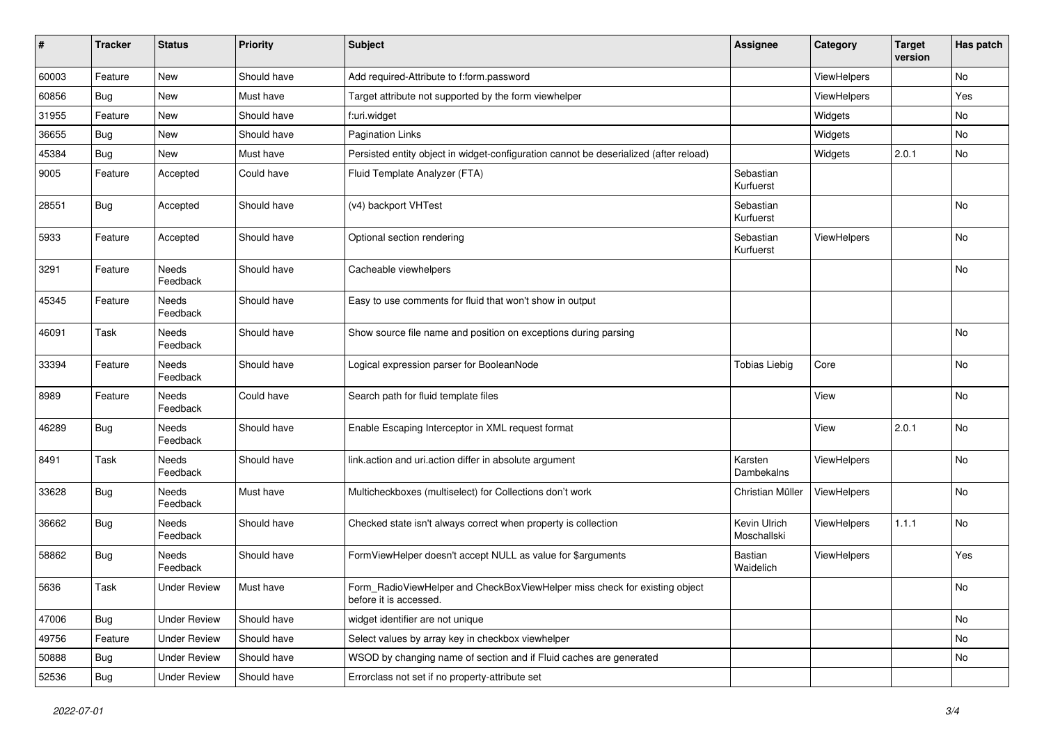| # | Tracker | Status | Priority | Subject | Assignee | Category | Target version | Has patch |
|---|---|---|---|---|---|---|---|---|
| 60003 | Feature | New | Should have | Add required-Attribute to f:form.password | | ViewHelpers | | No |
| 60856 | Bug | New | Must have | Target attribute not supported by the form viewhelper | | ViewHelpers | | Yes |
| 31955 | Feature | New | Should have | f:uri.widget | | Widgets | | No |
| 36655 | Bug | New | Should have | Pagination Links | | Widgets | | No |
| 45384 | Bug | New | Must have | Persisted entity object in widget-configuration cannot be deserialized (after reload) | | Widgets | 2.0.1 | No |
| 9005 | Feature | Accepted | Could have | Fluid Template Analyzer (FTA) | Sebastian Kurfuerst | | | |
| 28551 | Bug | Accepted | Should have | (v4) backport VHTest | Sebastian Kurfuerst | | | No |
| 5933 | Feature | Accepted | Should have | Optional section rendering | Sebastian Kurfuerst | ViewHelpers | | No |
| 3291 | Feature | Needs Feedback | Should have | Cacheable viewhelpers | | | | No |
| 45345 | Feature | Needs Feedback | Should have | Easy to use comments for fluid that won't show in output | | | | |
| 46091 | Task | Needs Feedback | Should have | Show source file name and position on exceptions during parsing | | | | No |
| 33394 | Feature | Needs Feedback | Should have | Logical expression parser for BooleanNode | Tobias Liebig | Core | | No |
| 8989 | Feature | Needs Feedback | Could have | Search path for fluid template files | | View | | No |
| 46289 | Bug | Needs Feedback | Should have | Enable Escaping Interceptor in XML request format | | View | 2.0.1 | No |
| 8491 | Task | Needs Feedback | Should have | link.action and uri.action differ in absolute argument | Karsten Dambekalns | ViewHelpers | | No |
| 33628 | Bug | Needs Feedback | Must have | Multicheckboxes (multiselect) for Collections don't work | Christian Müller | ViewHelpers | | No |
| 36662 | Bug | Needs Feedback | Should have | Checked state isn't always correct when property is collection | Kevin Ulrich Moschallski | ViewHelpers | 1.1.1 | No |
| 58862 | Bug | Needs Feedback | Should have | FormViewHelper doesn't accept NULL as value for $arguments | Bastian Waidelich | ViewHelpers | | Yes |
| 5636 | Task | Under Review | Must have | Form_RadioViewHelper and CheckBoxViewHelper miss check for existing object before it is accessed. | | | | No |
| 47006 | Bug | Under Review | Should have | widget identifier are not unique | | | | No |
| 49756 | Feature | Under Review | Should have | Select values by array key in checkbox viewhelper | | | | No |
| 50888 | Bug | Under Review | Should have | WSOD by changing name of section and if Fluid caches are generated | | | | No |
| 52536 | Bug | Under Review | Should have | Errorclass not set if no property-attribute set | | | | |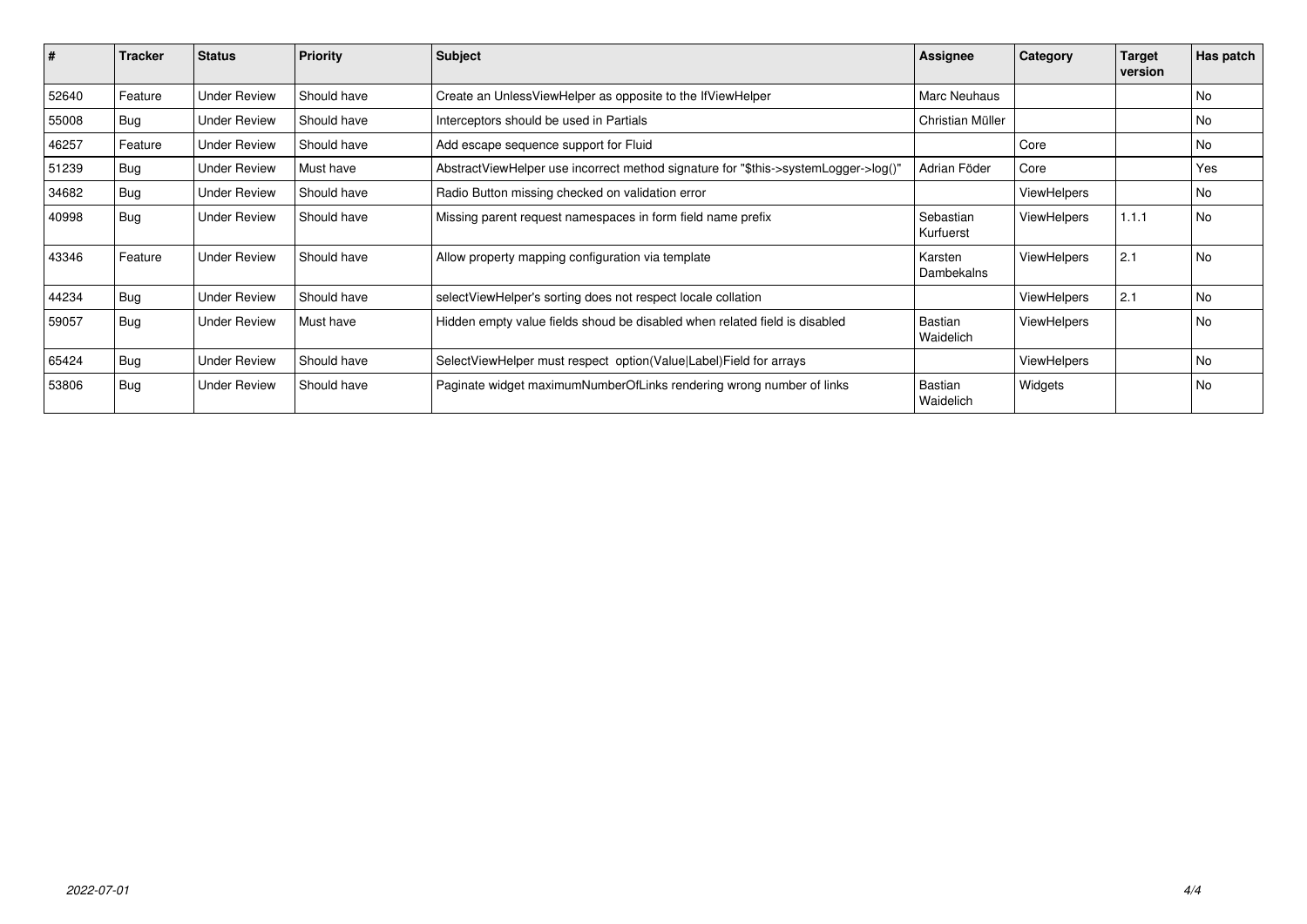| # | Tracker | Status | Priority | Subject | Assignee | Category | Target version | Has patch |
|---|---|---|---|---|---|---|---|---|
| 52640 | Feature | Under Review | Should have | Create an UnlessViewHelper as opposite to the IfViewHelper | Marc Neuhaus | | | No |
| 55008 | Bug | Under Review | Should have | Interceptors should be used in Partials | Christian Müller | | | No |
| 46257 | Feature | Under Review | Should have | Add escape sequence support for Fluid | | Core | | No |
| 51239 | Bug | Under Review | Must have | AbstractViewHelper use incorrect method signature for "$this->systemLogger->log()" | Adrian Föder | Core | | Yes |
| 34682 | Bug | Under Review | Should have | Radio Button missing checked on validation error | | ViewHelpers | | No |
| 40998 | Bug | Under Review | Should have | Missing parent request namespaces in form field name prefix | Sebastian Kurfuerst | ViewHelpers | 1.1.1 | No |
| 43346 | Feature | Under Review | Should have | Allow property mapping configuration via template | Karsten Dambekalns | ViewHelpers | 2.1 | No |
| 44234 | Bug | Under Review | Should have | selectViewHelper's sorting does not respect locale collation | | ViewHelpers | 2.1 | No |
| 59057 | Bug | Under Review | Must have | Hidden empty value fields shoud be disabled when related field is disabled | Bastian Waidelich | ViewHelpers | | No |
| 65424 | Bug | Under Review | Should have | SelectViewHelper must respect option(Value\|Label)Field for arrays | | ViewHelpers | | No |
| 53806 | Bug | Under Review | Should have | Paginate widget maximumNumberOfLinks rendering wrong number of links | Bastian Waidelich | Widgets | | No |

2022-07-01